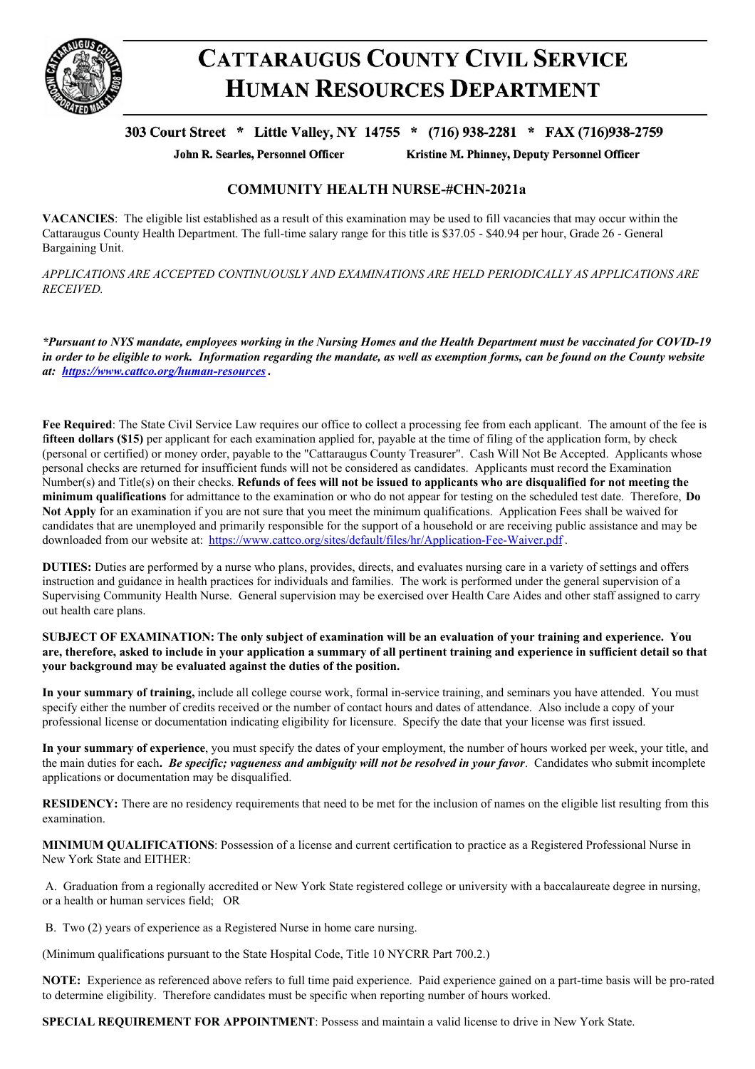# CATTARAUGUS COUNTY CIVIL SERVICE HUMAN RESOURCES DEPARTMENT

**303 Court Street * Little Valley, NY 14755 * (716) 938-2281 * FAX (716)938-2759**

**John R. Searles, Personnel Officer** **Kristine M. Phinney, Deputy Personnel Officer**

## COMMUNITY HEALTH NURSE-#CHN-2021a

**VACANCIES**: The eligible list established as a result of this examination may be used to fill vacancies that may occur within the Cattaraugus County Health Department. The full-time salary range for this title is $37.05 - $40.94 per hour, Grade 26 - General Bargaining Unit.

*APPLICATIONS ARE ACCEPTED CONTINUOUSLY AND EXAMINATIONS ARE HELD PERIODICALLY AS APPLICATIONS ARE RECEIVED.*

***Pursuant to NYS mandate, employees working in the Nursing Homes and the Health Department must be vaccinated for COVID-19 in order to be eligible to work. Information regarding the mandate, as well as exemption forms, can be found on the County website at: https://www.cattco.org/human-resources .***

**Fee Required**: The State Civil Service Law requires our office to collect a processing fee from each applicant. The amount of the fee is **fifteen dollars ($15)** per applicant for each examination applied for, payable at the time of filing of the application form, by check (personal or certified) or money order, payable to the "Cattaraugus County Treasurer". Cash Will Not Be Accepted. Applicants whose personal checks are returned for insufficient funds will not be considered as candidates. Applicants must record the Examination Number(s) and Title(s) on their checks. **Refunds of fees will not be issued to applicants who are disqualified for not meeting the minimum qualifications** for admittance to the examination or who do not appear for testing on the scheduled test date. Therefore, **Do Not Apply** for an examination if you are not sure that you meet the minimum qualifications. Application Fees shall be waived for candidates that are unemployed and primarily responsible for the support of a household or are receiving public assistance and may be downloaded from our website at: https://www.cattco.org/sites/default/files/hr/Application-Fee-Waiver.pdf .

**DUTIES:** Duties are performed by a nurse who plans, provides, directs, and evaluates nursing care in a variety of settings and offers instruction and guidance in health practices for individuals and families. The work is performed under the general supervision of a Supervising Community Health Nurse. General supervision may be exercised over Health Care Aides and other staff assigned to carry out health care plans.

**SUBJECT OF EXAMINATION: The only subject of examination will be an evaluation of your training and experience. You are, therefore, asked to include in your application a summary of all pertinent training and experience in sufficient detail so that your background may be evaluated against the duties of the position.**

**In your summary of training,** include all college course work, formal in-service training, and seminars you have attended. You must specify either the number of credits received or the number of contact hours and dates of attendance. Also include a copy of your professional license or documentation indicating eligibility for licensure. Specify the date that your license was first issued.

**In your summary of experience**, you must specify the dates of your employment, the number of hours worked per week, your title, and the main duties for each**.** ***Be specific; vagueness and ambiguity will not be resolved in your favor***. Candidates who submit incomplete applications or documentation may be disqualified.

**RESIDENCY:** There are no residency requirements that need to be met for the inclusion of names on the eligible list resulting from this examination.

**MINIMUM QUALIFICATIONS**: Possession of a license and current certification to practice as a Registered Professional Nurse in New York State and EITHER:

A. Graduation from a regionally accredited or New York State registered college or university with a baccalaureate degree in nursing, or a health or human services field; OR

B. Two (2) years of experience as a Registered Nurse in home care nursing.

(Minimum qualifications pursuant to the State Hospital Code, Title 10 NYCRR Part 700.2.)

**NOTE:** Experience as referenced above refers to full time paid experience. Paid experience gained on a part-time basis will be pro-rated to determine eligibility. Therefore candidates must be specific when reporting number of hours worked.

**SPECIAL REQUIREMENT FOR APPOINTMENT**: Possess and maintain a valid license to drive in New York State.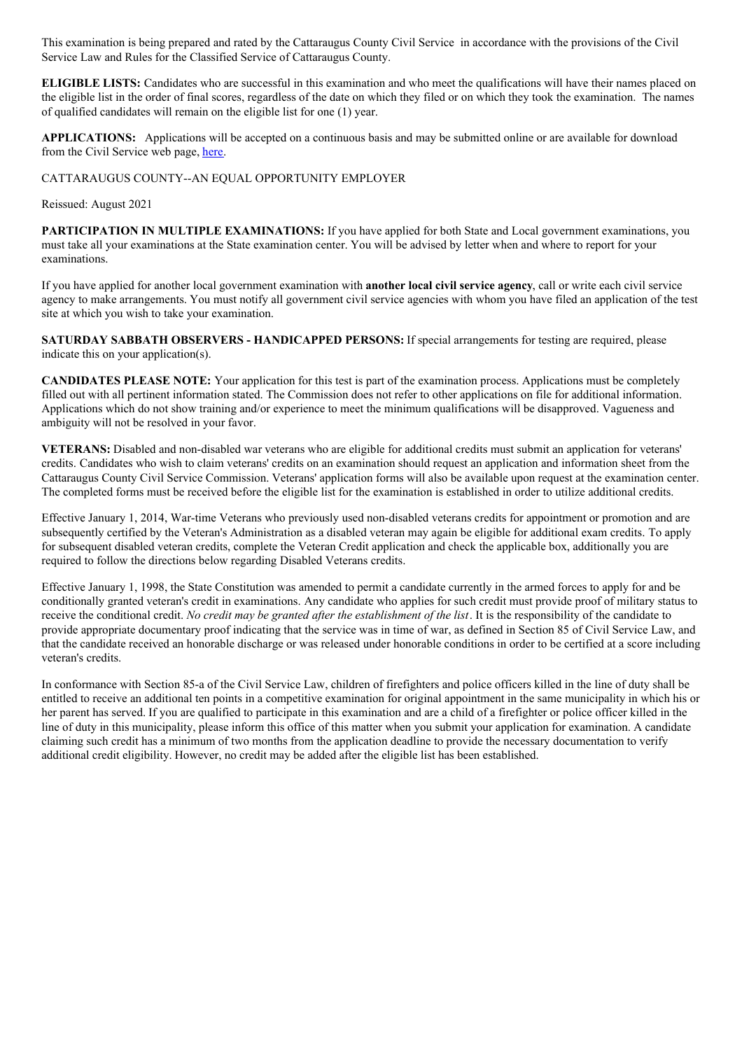This examination is being prepared and rated by the Cattaraugus County Civil Service in accordance with the provisions of the Civil Service Law and Rules for the Classified Service of Cattaraugus County.

**ELIGIBLE LISTS:** Candidates who are successful in this examination and who meet the qualifications will have their names placed on the eligible list in the order of final scores, regardless of the date on which they filed or on which they took the examination. The names of qualified candidates will remain on the eligible list for one (1) year.

**APPLICATIONS:** Applications will be accepted on a continuous basis and may be submitted online or are available for download from the Civil Service web page, here.

CATTARAUGUS COUNTY--AN EQUAL OPPORTUNITY EMPLOYER

Reissued: August 2021

**PARTICIPATION IN MULTIPLE EXAMINATIONS:** If you have applied for both State and Local government examinations, you must take all your examinations at the State examination center. You will be advised by letter when and where to report for your examinations.

If you have applied for another local government examination with **another local civil service agency**, call or write each civil service agency to make arrangements. You must notify all government civil service agencies with whom you have filed an application of the test site at which you wish to take your examination.

**SATURDAY SABBATH OBSERVERS - HANDICAPPED PERSONS:** If special arrangements for testing are required, please indicate this on your application(s).

**CANDIDATES PLEASE NOTE:** Your application for this test is part of the examination process. Applications must be completely filled out with all pertinent information stated. The Commission does not refer to other applications on file for additional information. Applications which do not show training and/or experience to meet the minimum qualifications will be disapproved. Vagueness and ambiguity will not be resolved in your favor.

**VETERANS:** Disabled and non-disabled war veterans who are eligible for additional credits must submit an application for veterans' credits. Candidates who wish to claim veterans' credits on an examination should request an application and information sheet from the Cattaraugus County Civil Service Commission. Veterans' application forms will also be available upon request at the examination center. The completed forms must be received before the eligible list for the examination is established in order to utilize additional credits.

Effective January 1, 2014, War-time Veterans who previously used non-disabled veterans credits for appointment or promotion and are subsequently certified by the Veteran's Administration as a disabled veteran may again be eligible for additional exam credits. To apply for subsequent disabled veteran credits, complete the Veteran Credit application and check the applicable box, additionally you are required to follow the directions below regarding Disabled Veterans credits.

Effective January 1, 1998, the State Constitution was amended to permit a candidate currently in the armed forces to apply for and be conditionally granted veteran's credit in examinations. Any candidate who applies for such credit must provide proof of military status to receive the conditional credit. *No credit may be granted after the establishment of the list*. It is the responsibility of the candidate to provide appropriate documentary proof indicating that the service was in time of war, as defined in Section 85 of Civil Service Law, and that the candidate received an honorable discharge or was released under honorable conditions in order to be certified at a score including veteran's credits.

In conformance with Section 85-a of the Civil Service Law, children of firefighters and police officers killed in the line of duty shall be entitled to receive an additional ten points in a competitive examination for original appointment in the same municipality in which his or her parent has served. If you are qualified to participate in this examination and are a child of a firefighter or police officer killed in the line of duty in this municipality, please inform this office of this matter when you submit your application for examination. A candidate claiming such credit has a minimum of two months from the application deadline to provide the necessary documentation to verify additional credit eligibility. However, no credit may be added after the eligible list has been established.